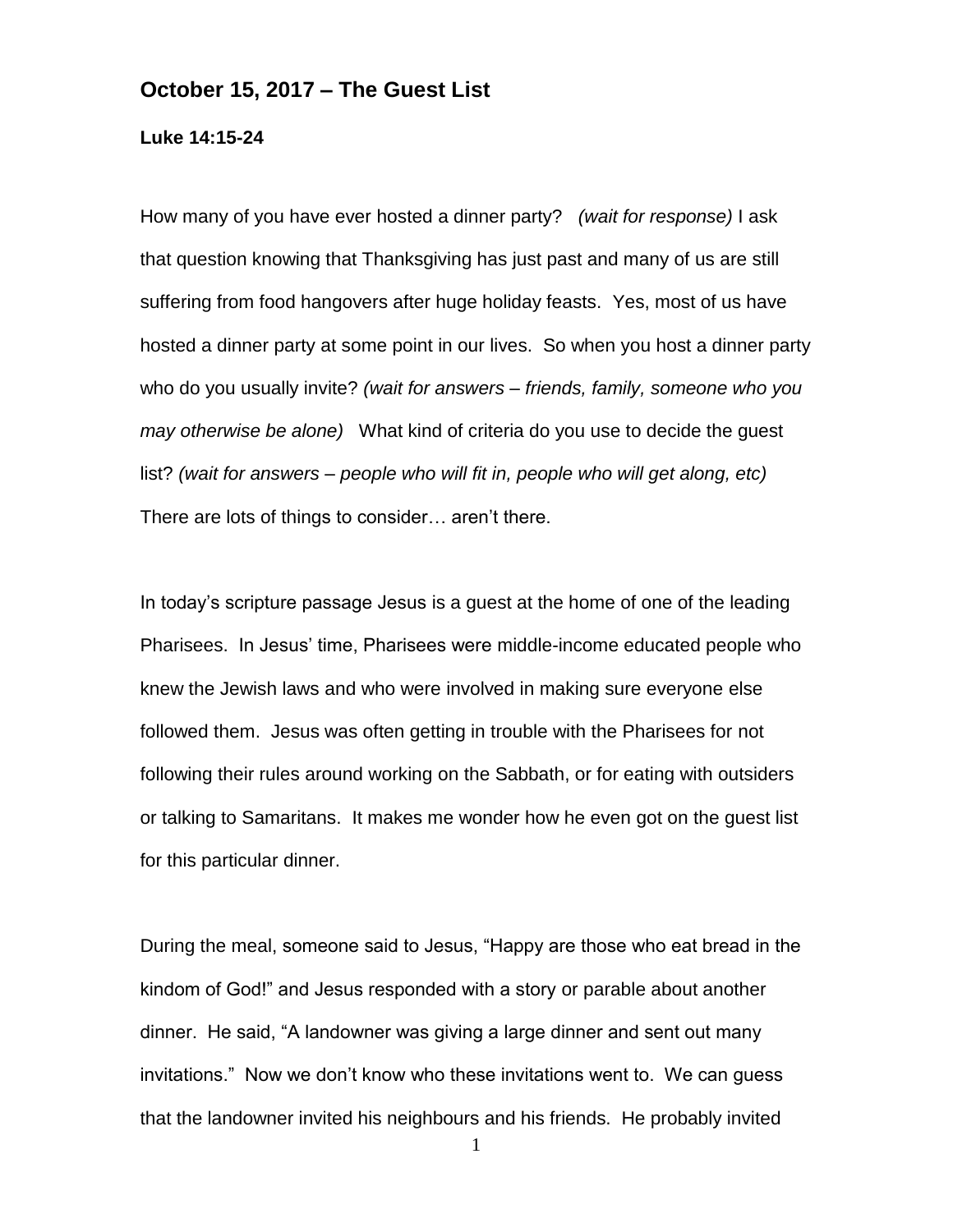## October 15, 2017 – The Guest List

**Luke 14:15-24**

How many of you have ever hosted a dinner party? *(wait for response)* I ask that question knowing that Thanksgiving has just past and many of us are still suffering from food hangovers after huge holiday feasts. Yes, most of us have hosted a dinner party at some point in our lives. So when you host a dinner party who do you usually invite? *(wait for answers – friends, family, someone who you may otherwise be alone)* What kind of criteria do you use to decide the guest list? *(wait for answers – people who will fit in, people who will get along, etc)* There are lots of things to consider… aren't there.

In today's scripture passage Jesus is a guest at the home of one of the leading Pharisees. In Jesus' time, Pharisees were middle-income educated people who knew the Jewish laws and who were involved in making sure everyone else followed them. Jesus was often getting in trouble with the Pharisees for not following their rules around working on the Sabbath, or for eating with outsiders or talking to Samaritans. It makes me wonder how he even got on the guest list for this particular dinner.

During the meal, someone said to Jesus, "Happy are those who eat bread in the kindom of God!" and Jesus responded with a story or parable about another dinner. He said, "A landowner was giving a large dinner and sent out many invitations." Now we don't know who these invitations went to. We can guess that the landowner invited his neighbours and his friends. He probably invited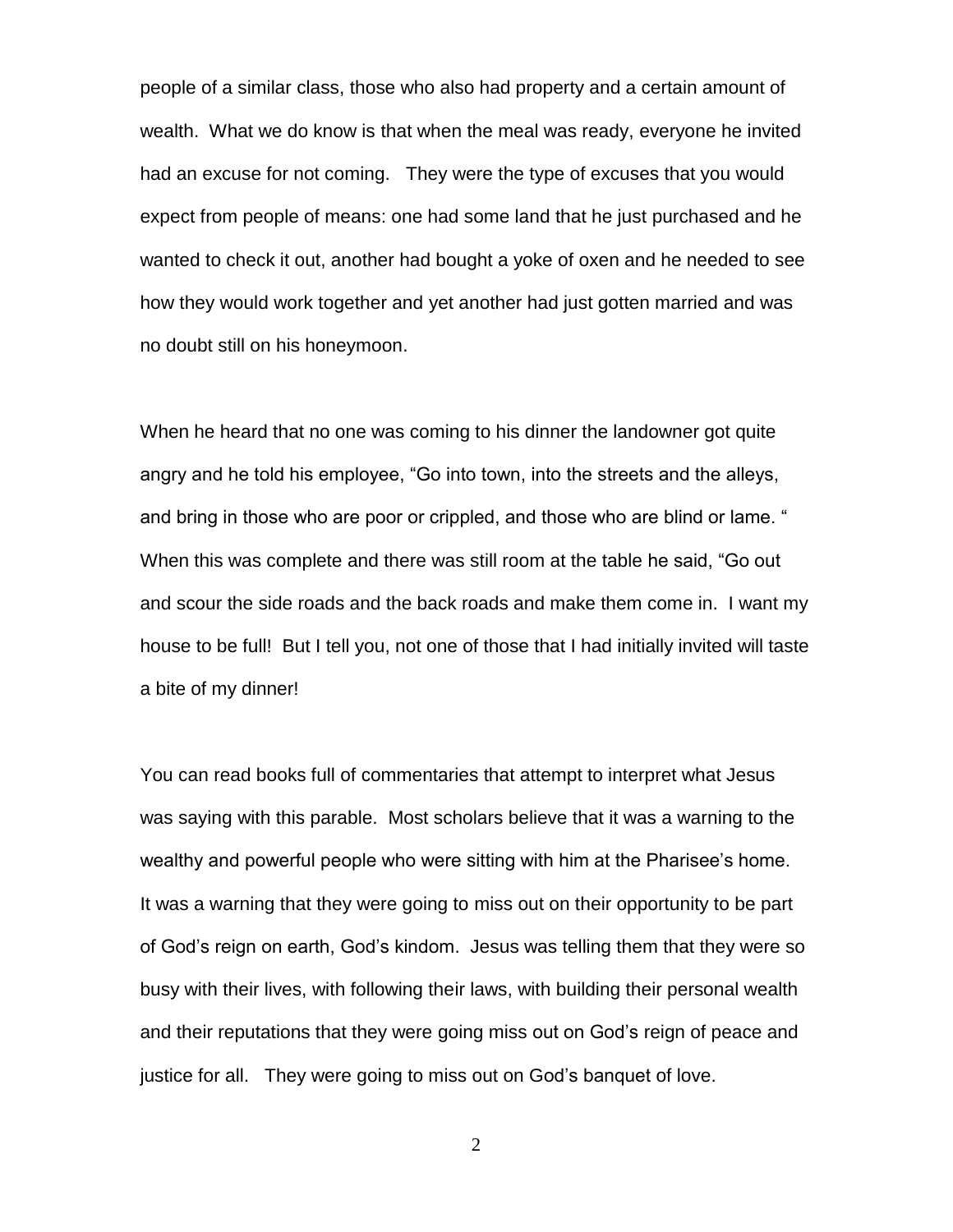people of a similar class, those who also had property and a certain amount of wealth. What we do know is that when the meal was ready, everyone he invited had an excuse for not coming. They were the type of excuses that you would expect from people of means: one had some land that he just purchased and he wanted to check it out, another had bought a yoke of oxen and he needed to see how they would work together and yet another had just gotten married and was no doubt still on his honeymoon.

When he heard that no one was coming to his dinner the landowner got quite angry and he told his employee, "Go into town, into the streets and the alleys, and bring in those who are poor or crippled, and those who are blind or lame. " When this was complete and there was still room at the table he said, "Go out and scour the side roads and the back roads and make them come in. I want my house to be full! But I tell you, not one of those that I had initially invited will taste a bite of my dinner!

You can read books full of commentaries that attempt to interpret what Jesus was saying with this parable. Most scholars believe that it was a warning to the wealthy and powerful people who were sitting with him at the Pharisee's home. It was a warning that they were going to miss out on their opportunity to be part of God's reign on earth, God's kindom. Jesus was telling them that they were so busy with their lives, with following their laws, with building their personal wealth and their reputations that they were going miss out on God's reign of peace and justice for all. They were going to miss out on God's banquet of love.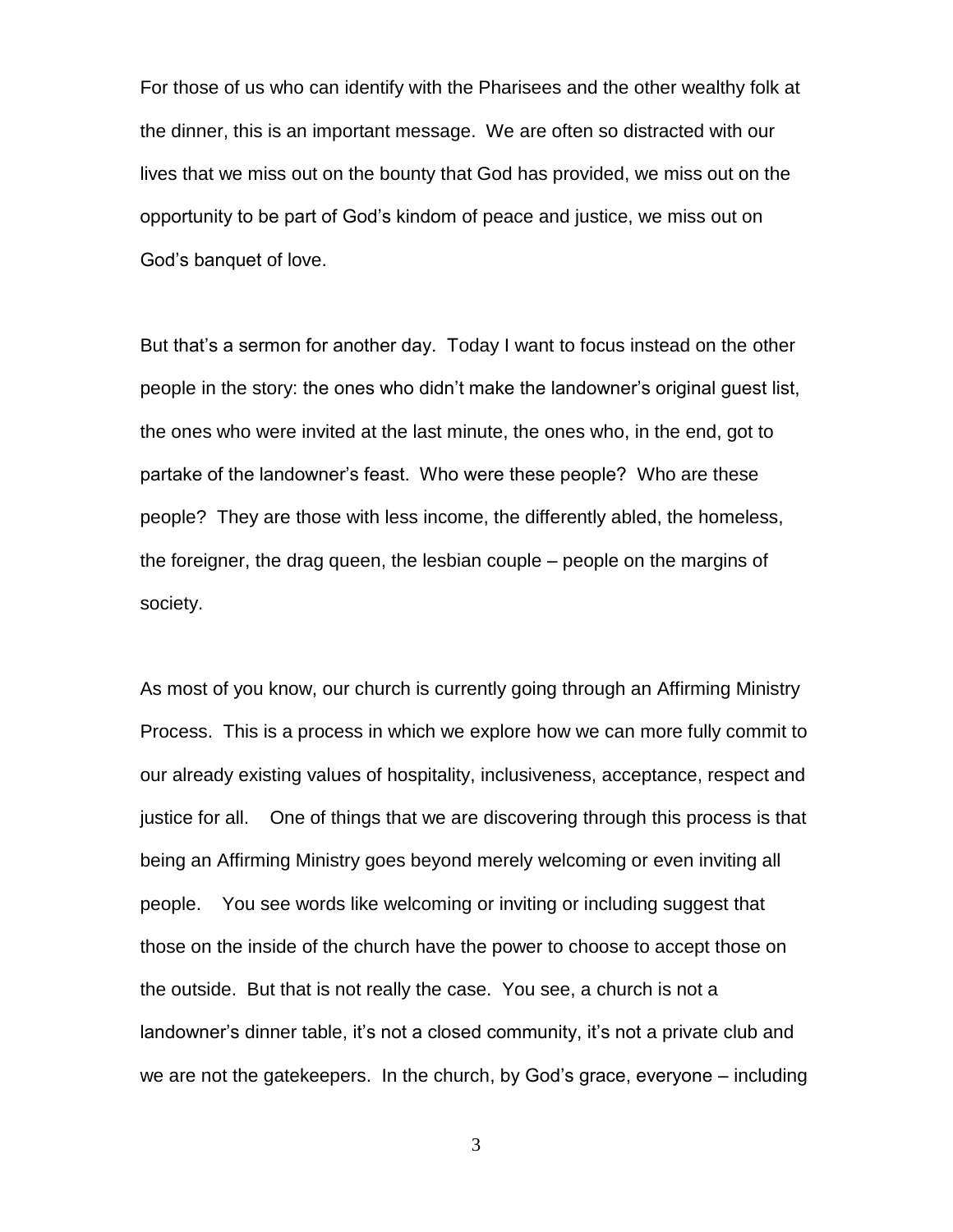For those of us who can identify with the Pharisees and the other wealthy folk at the dinner, this is an important message. We are often so distracted with our lives that we miss out on the bounty that God has provided, we miss out on the opportunity to be part of God's kindom of peace and justice, we miss out on God's banquet of love.

But that's a sermon for another day. Today I want to focus instead on the other people in the story: the ones who didn't make the landowner's original guest list, the ones who were invited at the last minute, the ones who, in the end, got to partake of the landowner's feast. Who were these people? Who are these people? They are those with less income, the differently abled, the homeless, the foreigner, the drag queen, the lesbian couple – people on the margins of society.

As most of you know, our church is currently going through an Affirming Ministry Process. This is a process in which we explore how we can more fully commit to our already existing values of hospitality, inclusiveness, acceptance, respect and justice for all. One of things that we are discovering through this process is that being an Affirming Ministry goes beyond merely welcoming or even inviting all people. You see words like welcoming or inviting or including suggest that those on the inside of the church have the power to choose to accept those on the outside. But that is not really the case. You see, a church is not a landowner's dinner table, it's not a closed community, it's not a private club and we are not the gatekeepers. In the church, by God's grace, everyone – including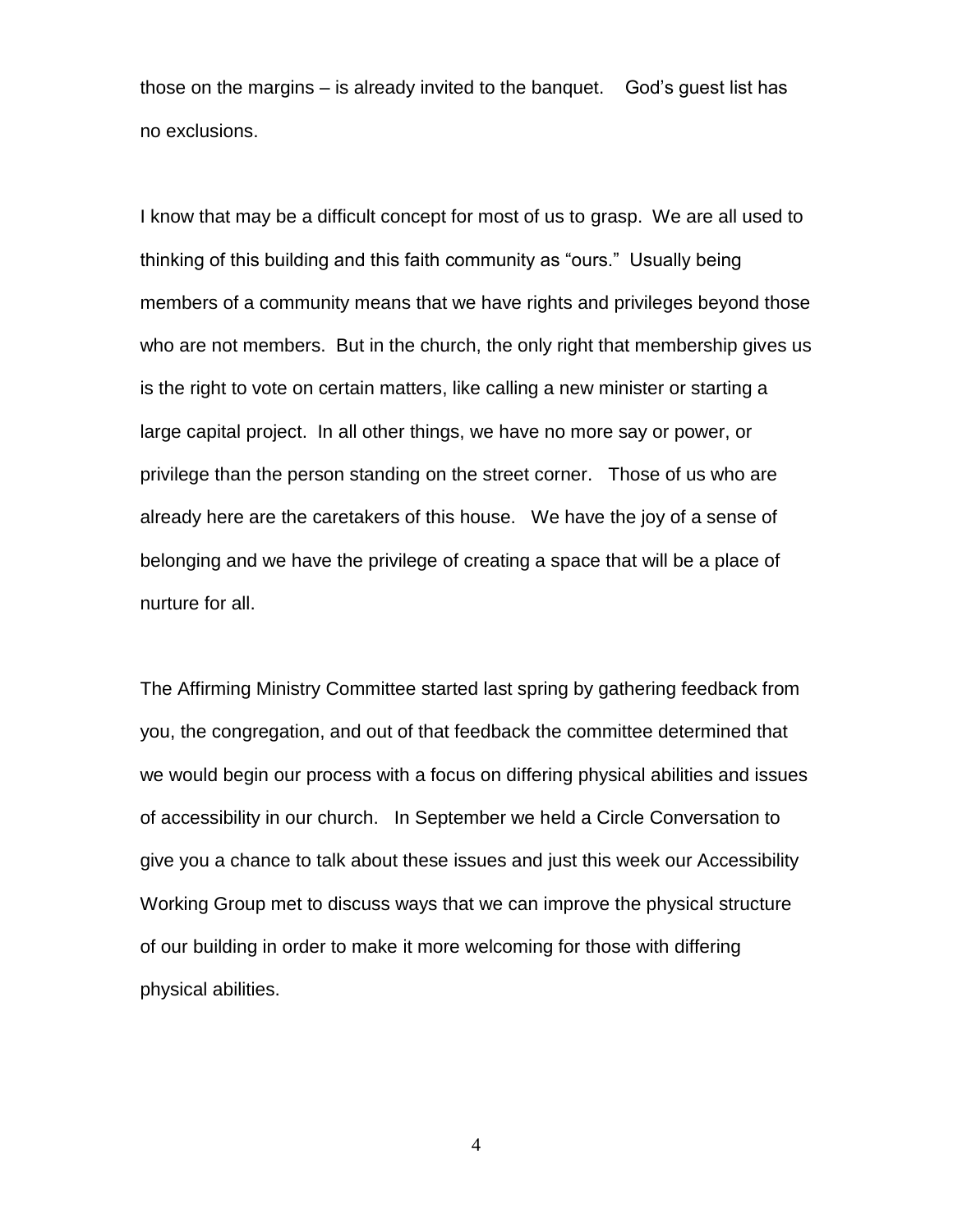those on the margins – is already invited to the banquet. God's guest list has no exclusions.

I know that may be a difficult concept for most of us to grasp. We are all used to thinking of this building and this faith community as "ours." Usually being members of a community means that we have rights and privileges beyond those who are not members. But in the church, the only right that membership gives us is the right to vote on certain matters, like calling a new minister or starting a large capital project. In all other things, we have no more say or power, or privilege than the person standing on the street corner. Those of us who are already here are the caretakers of this house. We have the joy of a sense of belonging and we have the privilege of creating a space that will be a place of nurture for all.

The Affirming Ministry Committee started last spring by gathering feedback from you, the congregation, and out of that feedback the committee determined that we would begin our process with a focus on differing physical abilities and issues of accessibility in our church. In September we held a Circle Conversation to give you a chance to talk about these issues and just this week our Accessibility Working Group met to discuss ways that we can improve the physical structure of our building in order to make it more welcoming for those with differing physical abilities.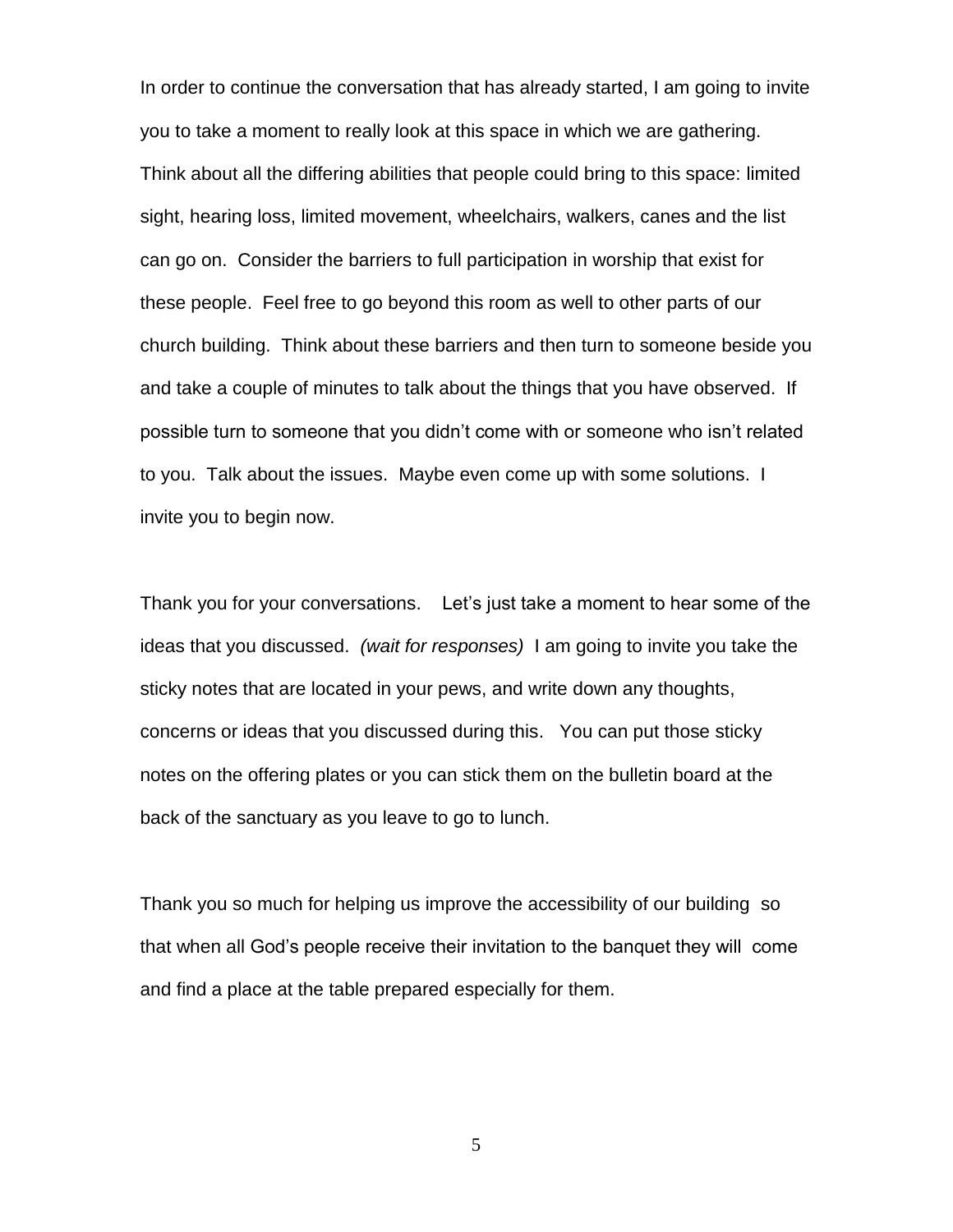In order to continue the conversation that has already started, I am going to invite you to take a moment to really look at this space in which we are gathering. Think about all the differing abilities that people could bring to this space: limited sight, hearing loss, limited movement, wheelchairs, walkers, canes and the list can go on. Consider the barriers to full participation in worship that exist for these people. Feel free to go beyond this room as well to other parts of our church building. Think about these barriers and then turn to someone beside you and take a couple of minutes to talk about the things that you have observed. If possible turn to someone that you didn't come with or someone who isn't related to you. Talk about the issues. Maybe even come up with some solutions. I invite you to begin now.

Thank you for your conversations. Let's just take a moment to hear some of the ideas that you discussed. *(wait for responses)* I am going to invite you take the sticky notes that are located in your pews, and write down any thoughts, concerns or ideas that you discussed during this. You can put those sticky notes on the offering plates or you can stick them on the bulletin board at the back of the sanctuary as you leave to go to lunch.

Thank you so much for helping us improve the accessibility of our building so that when all God's people receive their invitation to the banquet they will come and find a place at the table prepared especially for them.